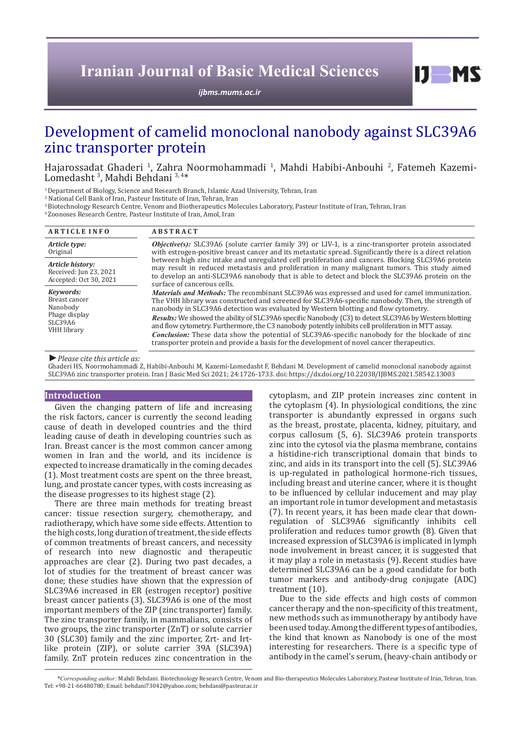# Development of camelid monoclonal nanobody against SLC39A6 zinc transporter protein

Hajarossadat Ghaderi [1], Zahra Noormohammadi [1], Mahdi Habibi-Anbouhi [2], Fatemeh Kazemi-Lomedasht [3], Mahdi Behdani [3, 4]*

[1] Department of Biology, Science and Research Branch, Islamic Azad University, Tehran, Iran
[2] National Cell Bank of Iran, Pasteur Institute of Iran, Tehran, Iran
[3] Biotechnology Research Centre, Venom and Biotherapeutics Molecules Laboratory, Pasteur Institute of Iran, Tehran, Iran
[4] Zoonoses Research Centre, Pasteur Institute of Iran, Amol, Iran

**ARTICLE INFO**

*Article type:*
Original

*Article history:*
Received: Jun 23, 2021
Accepted: Oct 30, 2021

*Keywords:*
Breast cancer
Nanobody
Phage display
SLC39A6
VHH library

**ABSTRACT**

***Objective(s):*** SLC39A6 (solute carrier family 39) or LIV-1, is a zinc-transporter protein associated with estrogen-positive breast cancer and its metastatic spread. Significantly there is a direct relation between high zinc intake and unregulated cell proliferation and cancers. Blocking SLC39A6 protein may result in reduced metastasis and proliferation in many malignant tumors. This study aimed to develop an anti-SLC39A6 nanobody that is able to detect and block the SLC39A6 protein on the surface of cancerous cells.

***Materials and Methods:*** The recombinant SLC39A6 was expressed and used for camel immunization. The VHH library was constructed and screened for SLC39A6-specific nanobody. Then, the strength of nanobody in SLC39A6 detection was evaluated by Western blotting and flow cytometry.

***Results:*** We showed the ability of SLC39A6 specific Nanobody (C3) to detect SLC39A6 by Western blotting and flow cytometry. Furthermore, the C3 nanobody potently inhibits cell proliferation in MTT assay.

***Conclusion:*** These data show the potential of SLC39A6-specific nanobody for the blockade of zinc transporter protein and provide a basis for the development of novel cancer therapeutics.

► *Please cite this article as:*
Ghaderi HS, Noormohammadi Z, Habibi-Anbouhi M, Kazemi-Lomedasht F, Behdani M. Development of camelid monoclonal nanobody against SLC39A6 zinc transporter protein. Iran J Basic Med Sci 2021; 24:1726-1733. doi: https://dx.doi.org/10.22038/IJBMS.2021.58542.13003

## Introduction

Given the changing pattern of life and increasing the risk factors, cancer is currently the second leading cause of death in developed countries and the third leading cause of death in developing countries such as Iran. Breast cancer is the most common cancer among women in Iran and the world, and its incidence is expected to increase dramatically in the coming decades (1). Most treatment costs are spent on the three breast, lung, and prostate cancer types, with costs increasing as the disease progresses to its highest stage (2).

There are three main methods for treating breast cancer: tissue resection surgery, chemotherapy, and radiotherapy, which have some side effects. Attention to the high costs, long duration of treatment, the side effects of common treatments of breast cancers, and necessity of research into new diagnostic and therapeutic approaches are clear (2). During two past decades, a lot of studies for the treatment of breast cancer was done; these studies have shown that the expression of SLC39A6 increased in ER (estrogen receptor) positive breast cancer patients (3). SLC39A6 is one of the most important members of the ZIP (zinc transporter) family. The zinc transporter family, in mammalians, consists of two groups, the zinc transporter (ZnT) or solute carrier 30 (SLC30) family and the zinc importer, Zrt- and Irt-like protein (ZIP), or solute carrier 39A (SLC39A) family. ZnT protein reduces zinc concentration in the cytoplasm, and ZIP protein increases zinc content in the cytoplasm (4). In physiological conditions, the zinc transporter is abundantly expressed in organs such as the breast, prostate, placenta, kidney, pituitary, and corpus callosum (5, 6). SLC39A6 protein transports zinc into the cytosol via the plasma membrane, contains a histidine-rich transcriptional domain that binds to zinc, and aids in its transport into the cell (5). SLC39A6 is up-regulated in pathological hormone-rich tissues, including breast and uterine cancer, where it is thought to be influenced by cellular inducement and may play an important role in tumor development and metastasis (7). In recent years, it has been made clear that down-regulation of SLC39A6 significantly inhibits cell proliferation and reduces tumor growth (8). Given that increased expression of SLC39A6 is implicated in lymph node involvement in breast cancer, it is suggested that it may play a role in metastasis (9). Recent studies have determined SLC39A6 can be a good candidate for both tumor markers and antibody-drug conjugate (ADC) treatment (10).

Due to the side effects and high costs of common cancer therapy and the non-specificity of this treatment, new methods such as immunotherapy by antibody have been used today. Among the different types of antibodies, the kind that known as Nanobody is one of the most interesting for researchers. There is a specific type of antibody in the camel's serum, (heavy-chain antibody or

*\*Corresponding author:* Mahdi Behdani. Biotechnology Research Centre, Venom and Bio-therapeutics Molecules Laboratory, Pasteur Institute of Iran, Tehran, Iran. Tel: +98-21-66480780; Email: behdani73042@yahoo.com; behdani@pasteur.ac.ir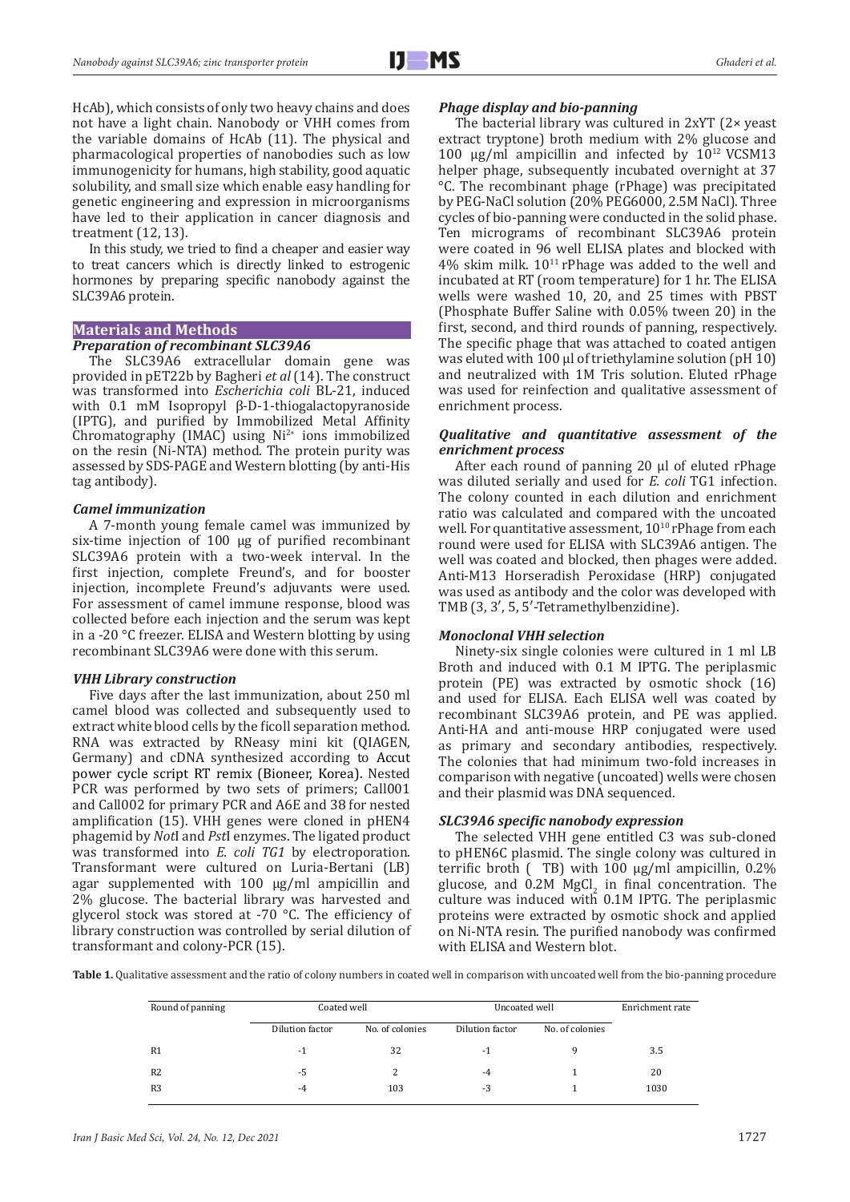HcAb), which consists of only two heavy chains and does not have a light chain. Nanobody or VHH comes from the variable domains of HcAb (11). The physical and pharmacological properties of nanobodies such as low immunogenicity for humans, high stability, good aquatic solubility, and small size which enable easy handling for genetic engineering and expression in microorganisms have led to their application in cancer diagnosis and treatment (12, 13).

In this study, we tried to find a cheaper and easier way to treat cancers which is directly linked to estrogenic hormones by preparing specific nanobody against the SLC39A6 protein.

## Materials and Methods

### *Preparation of recombinant SLC39A6*

The SLC39A6 extracellular domain gene was provided in pET22b by Bagheri *et al* (14). The construct was transformed into *Escherichia coli* BL-21, induced with 0.1 mM Isopropyl β-D-1-thiogalactopyranoside (IPTG), and purified by Immobilized Metal Affinity Chromatography (IMAC) using $Ni^{2+}$ ions immobilized on the resin (Ni-NTA) method. The protein purity was assessed by SDS-PAGE and Western blotting (by anti-His tag antibody).

### *Camel immunization*

A 7-month young female camel was immunized by six-time injection of 100 μg of purified recombinant SLC39A6 protein with a two-week interval. In the first injection, complete Freund's, and for booster injection, incomplete Freund's adjuvants were used. For assessment of camel immune response, blood was collected before each injection and the serum was kept in a -20 °C freezer. ELISA and Western blotting by using recombinant SLC39A6 were done with this serum.

### *VHH Library construction*

Five days after the last immunization, about 250 ml camel blood was collected and subsequently used to extract white blood cells by the ficoll separation method. RNA was extracted by RNeasy mini kit (QIAGEN, Germany) and cDNA synthesized according to Accut power cycle script RT remix (Bioneer, Korea). Nested PCR was performed by two sets of primers; Call001 and Call002 for primary PCR and A6E and 38 for nested amplification (15). VHH genes were cloned in pHEN4 phagemid by *Not*I and *Pst*I enzymes. The ligated product was transformed into *E. coli TG1* by electroporation. Transformant were cultured on Luria-Bertani (LB) agar supplemented with 100 μg/ml ampicillin and 2% glucose. The bacterial library was harvested and glycerol stock was stored at -70 °C. The efficiency of library construction was controlled by serial dilution of transformant and colony-PCR (15).

### *Phage display and bio-panning*

The bacterial library was cultured in 2xYT (2× yeast extract tryptone) broth medium with 2% glucose and 100 μg/ml ampicillin and infected by $10^{12}$ VCSM13 helper phage, subsequently incubated overnight at 37 °C. The recombinant phage (rPhage) was precipitated by PEG-NaCl solution (20% PEG6000, 2.5M NaCl). Three cycles of bio-panning were conducted in the solid phase. Ten micrograms of recombinant SLC39A6 protein were coated in 96 well ELISA plates and blocked with 4% skim milk. $10^{11}$ rPhage was added to the well and incubated at RT (room temperature) for 1 hr. The ELISA wells were washed 10, 20, and 25 times with PBST (Phosphate Buffer Saline with 0.05% tween 20) in the first, second, and third rounds of panning, respectively. The specific phage that was attached to coated antigen was eluted with 100 μl of triethylamine solution (pH 10) and neutralized with 1M Tris solution. Eluted rPhage was used for reinfection and qualitative assessment of enrichment process.

### *Qualitative and quantitative assessment of the enrichment process*

After each round of panning 20 μl of eluted rPhage was diluted serially and used for *E. coli* TG1 infection. The colony counted in each dilution and enrichment ratio was calculated and compared with the uncoated well. For quantitative assessment, $10^{10}$ rPhage from each round were used for ELISA with SLC39A6 antigen. The well was coated and blocked, then phages were added. Anti-M13 Horseradish Peroxidase (HRP) conjugated was used as antibody and the color was developed with TMB (3, 3′, 5, 5′-Tetramethylbenzidine).

### *Monoclonal VHH selection*

Ninety-six single colonies were cultured in 1 ml LB Broth and induced with 0.1 M IPTG. The periplasmic protein (PE) was extracted by osmotic shock (16) and used for ELISA. Each ELISA well was coated by recombinant SLC39A6 protein, and PE was applied. Anti-HA and anti-mouse HRP conjugated were used as primary and secondary antibodies, respectively. The colonies that had minimum two-fold increases in comparison with negative (uncoated) wells were chosen and their plasmid was DNA sequenced.

### *SLC39A6 specific nanobody expression*

The selected VHH gene entitled C3 was sub-cloned to pHEN6C plasmid. The single colony was cultured in terrific broth ( TB) with 100 μg/ml ampicillin, 0.2% glucose, and 0.2M $MgCl_2$ in final concentration. The culture was induced with 0.1M IPTG. The periplasmic proteins were extracted by osmotic shock and applied on Ni-NTA resin. The purified nanobody was confirmed with ELISA and Western blot.

**Table 1.** Qualitative assessment and the ratio of colony numbers in coated well in comparison with uncoated well from the bio-panning procedure

| Round of panning | Coated well | | Uncoated well | | Enrichment rate |
|---|---|---|---|---|---|
| | Dilution factor | No. of colonies | Dilution factor | No. of colonies | |
| R1 | -1 | 32 | -1 | 9 | 3.5 |
| R2 | -5 | 2 | -4 | 1 | 20 |
| R3 | -4 | 103 | -3 | 1 | 1030 |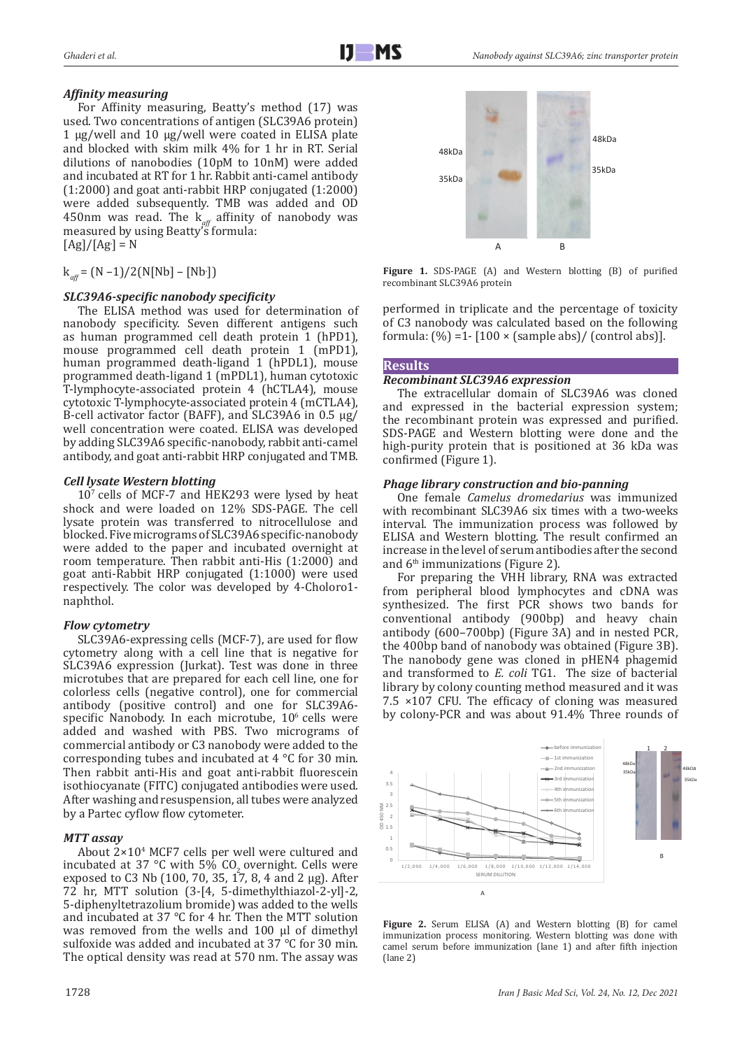### *Affinity measuring*

For Affinity measuring, Beatty's method (17) was used. Two concentrations of antigen (SLC39A6 protein) 1 μg/well and 10 μg/well were coated in ELISA plate and blocked with skim milk 4% for 1 hr in RT. Serial dilutions of nanobodies (10pM to 10nM) were added and incubated at RT for 1 hr. Rabbit anti-camel antibody (1:2000) and goat anti-rabbit HRP conjugated (1:2000) were added subsequently. TMB was added and OD 450nm was read. The $k_{aff}$ affinity of nanobody was measured by using Beatty's formula:

$[Ag]/[Ag'] = N$

$k_{aff} = (N - 1)/2(N[Nb] - [Nb'])$

### *SLC39A6-specific nanobody specificity*

The ELISA method was used for determination of nanobody specificity. Seven different antigens such as human programmed cell death protein 1 (hPD1), mouse programmed cell death protein 1 (mPD1), human programmed death-ligand 1 (hPDL1), mouse programmed death-ligand 1 (mPDL1), human cytotoxic T-lymphocyte-associated protein 4 (hCTLA4), mouse cytotoxic T-lymphocyte-associated protein 4 (mCTLA4), B-cell activator factor (BAFF), and SLC39A6 in 0.5 μg/well concentration were coated. ELISA was developed by adding SLC39A6 specific-nanobody, rabbit anti-camel antibody, and goat anti-rabbit HRP conjugated and TMB.

### *Cell lysate Western blotting*

$10^7$ cells of MCF-7 and HEK293 were lysed by heat shock and were loaded on 12% SDS-PAGE. The cell lysate protein was transferred to nitrocellulose and blocked. Five micrograms of SLC39A6 specific-nanobody were added to the paper and incubated overnight at room temperature. Then rabbit anti-His (1:2000) and goat anti-Rabbit HRP conjugated (1:1000) were used respectively. The color was developed by 4-Choloro1-naphthol.

### *Flow cytometry*

SLC39A6-expressing cells (MCF-7), are used for flow cytometry along with a cell line that is negative for SLC39A6 expression (Jurkat). Test was done in three microtubes that are prepared for each cell line, one for colorless cells (negative control), one for commercial antibody (positive control) and one for SLC39A6-specific Nanobody. In each microtube, $10^6$ cells were added and washed with PBS. Two micrograms of commercial antibody or C3 nanobody were added to the corresponding tubes and incubated at 4 °C for 30 min. Then rabbit anti-His and goat anti-rabbit fluorescein isothiocyanate (FITC) conjugated antibodies were used. After washing and resuspension, all tubes were analyzed by a Partec cyflow flow cytometer.

### *MTT assay*

About $2\times10^4$ MCF7 cells per well were cultured and incubated at 37 °C with 5% $CO_2$ overnight. Cells were exposed to C3 Nb (100, 70, 35, 17, 8, 4 and 2 μg). After 72 hr, MTT solution (3-[4, 5-dimethylthiazol-2-yl]-2, 5-diphenyltetrazolium bromide) was added to the wells and incubated at 37 °C for 4 hr. Then the MTT solution was removed from the wells and 100 μl of dimethyl sulfoxide was added and incubated at 37 °C for 30 min. The optical density was read at 570 nm. The assay was performed in triplicate and the percentage of toxicity of C3 nanobody was calculated based on the following formula: (%) =1- [100 × (sample abs)/ (control abs)].

Figure 1. SDS-PAGE (A) and Western blotting (B) of purified recombinant SLC39A6 protein

## Results

### *Recombinant SLC39A6 expression*

The extracellular domain of SLC39A6 was cloned and expressed in the bacterial expression system; the recombinant protein was expressed and purified. SDS-PAGE and Western blotting were done and the high-purity protein that is positioned at 36 kDa was confirmed (Figure 1).

### *Phage library construction and bio-panning*

One female *Camelus dromedarius* was immunized with recombinant SLC39A6 six times with a two-weeks interval. The immunization process was followed by ELISA and Western blotting. The result confirmed an increase in the level of serum antibodies after the second and 6th immunizations (Figure 2).

For preparing the VHH library, RNA was extracted from peripheral blood lymphocytes and cDNA was synthesized. The first PCR shows two bands for conventional antibody (900bp) and heavy chain antibody (600–700bp) (Figure 3A) and in nested PCR, the 400bp band of nanobody was obtained (Figure 3B). The nanobody gene was cloned in pHEN4 phagemid and transformed to *E. coli* TG1. The size of bacterial library by colony counting method measured and it was 7.5 ×107 CFU. The efficacy of cloning was measured by colony-PCR and was about 91.4% Three rounds of

Figure 2. Serum ELISA (A) and Western blotting (B) for camel immunization process monitoring. Western blotting was done with camel serum before immunization (lane 1) and after fifth injection (lane 2)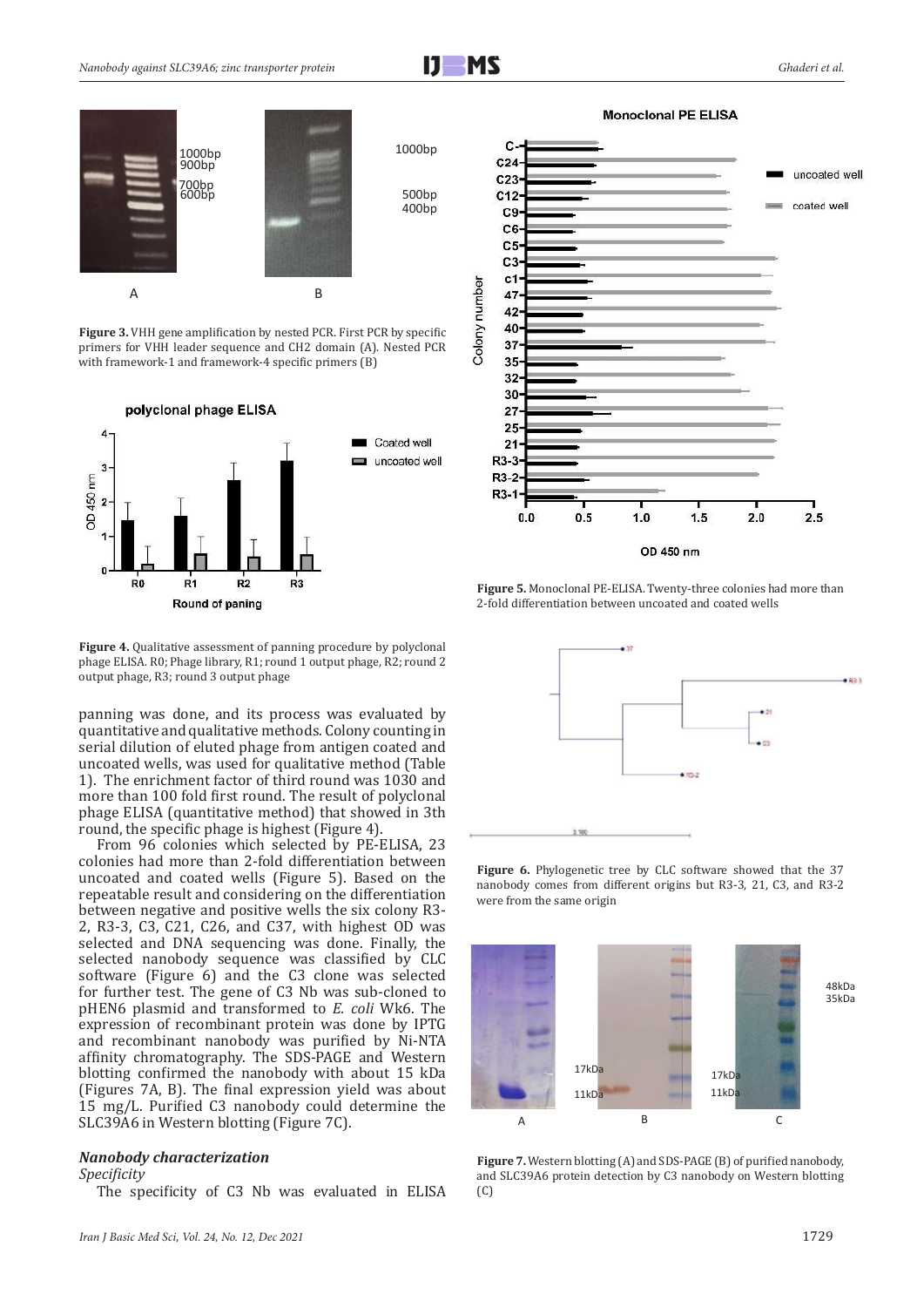**Figure 3.** VHH gene amplification by nested PCR. First PCR by specific primers for VHH leader sequence and CH2 domain (A). Nested PCR with framework-1 and framework-4 specific primers (B)

**Figure 4.** Qualitative assessment of panning procedure by polyclonal phage ELISA. R0; Phage library, R1; round 1 output phage, R2; round 2 output phage, R3; round 3 output phage

panning was done, and its process was evaluated by quantitative and qualitative methods. Colony counting in serial dilution of eluted phage from antigen coated and uncoated wells, was used for qualitative method (Table 1). The enrichment factor of third round was 1030 and more than 100 fold first round. The result of polyclonal phage ELISA (quantitative method) that showed in 3th round, the specific phage is highest (Figure 4).

From 96 colonies which selected by PE-ELISA, 23 colonies had more than 2-fold differentiation between uncoated and coated wells (Figure 5). Based on the repeatable result and considering on the differentiation between negative and positive wells the six colony R3-2, R3-3, C3, C21, C26, and C37, with highest OD was selected and DNA sequencing was done. Finally, the selected nanobody sequence was classified by CLC software (Figure 6) and the C3 clone was selected for further test. The gene of C3 Nb was sub-cloned to pHEN6 plasmid and transformed to *E. coli* Wk6. The expression of recombinant protein was done by IPTG and recombinant nanobody was purified by Ni-NTA affinity chromatography. The SDS-PAGE and Western blotting confirmed the nanobody with about 15 kDa (Figures 7A, B). The final expression yield was about 15 mg/L. Purified C3 nanobody could determine the SLC39A6 in Western blotting (Figure 7C).

**Figure 5.** Monoclonal PE-ELISA. Twenty-three colonies had more than 2-fold differentiation between uncoated and coated wells

**Figure 6.** Phylogenetic tree by CLC software showed that the 37 nanobody comes from different origins but R3-3, 21, C3, and R3-2 were from the same origin

**Figure 7.** Western blotting (A) and SDS-PAGE (B) of purified nanobody, and SLC39A6 protein detection by C3 nanobody on Western blotting (C)

### *Nanobody characterization*

*Specificity*

The specificity of C3 Nb was evaluated in ELISA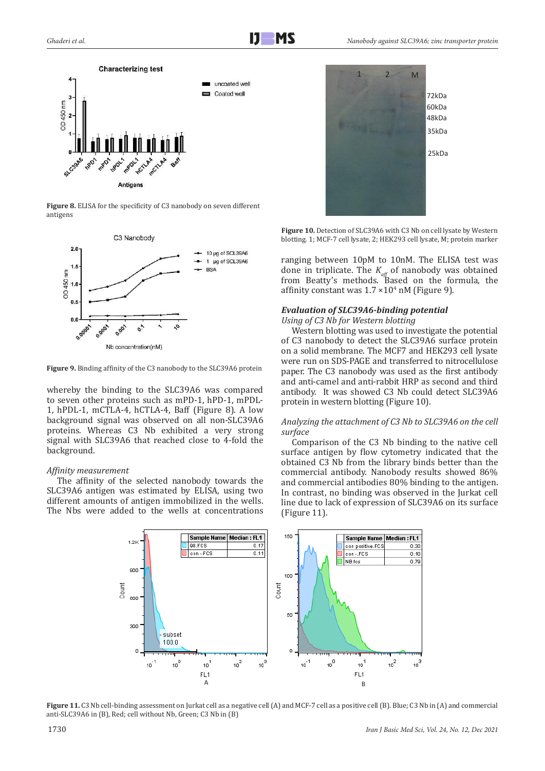Figure 8. ELISA for the specificity of C3 nanobody on seven different antigens

Figure 9. Binding affinity of the C3 nanobody to the SLC39A6 protein

whereby the binding to the SLC39A6 was compared to seven other proteins such as mPD-1, hPD-1, mPDL-1, hPDL-1, mCTLA-4, hCTLA-4, Baff (Figure 8). A low background signal was observed on all non-SLC39A6 proteins. Whereas C3 Nb exhibited a very strong signal with SLC39A6 that reached close to 4-fold the background.

*Affinity measurement*

The affinity of the selected nanobody towards the SLC39A6 antigen was estimated by ELISA, using two different amounts of antigen immobilized in the wells. The Nbs were added to the wells at concentrations ranging between 10pM to 10nM. The ELISA test was done in triplicate. The $K_{aff}$ of nanobody was obtained from Beatty's methods. Based on the formula, the affinity constant was $1.7 \times 10^4$ nM (Figure 9).

Figure 10. Detection of SLC39A6 with C3 Nb on cell lysate by Western blotting. 1; MCF-7 cell lysate, 2; HEK293 cell lysate, M; protein marker

### *Evaluation of SLC39A6-binding potential*

*Using of C3 Nb for Western blotting*

Western blotting was used to investigate the potential of C3 nanobody to detect the SLC39A6 surface protein on a solid membrane. The MCF7 and HEK293 cell lysate were run on SDS-PAGE and transferred to nitrocellulose paper. The C3 nanobody was used as the first antibody and anti-camel and anti-rabbit HRP as second and third antibody. It was showed C3 Nb could detect SLC39A6 protein in western blotting (Figure 10).

*Analyzing the attachment of C3 Nb to SLC39A6 on the cell surface*

Comparison of the C3 Nb binding to the native cell surface antigen by flow cytometry indicated that the obtained C3 Nb from the library binds better than the commercial antibody. Nanobody results showed 86% and commercial antibodies 80% binding to the antigen. In contrast, no binding was observed in the Jurkat cell line due to lack of expression of SLC39A6 on its surface (Figure 11).

Figure 11. C3 Nb cell-binding assessment on Jurkat cell as a negative cell (A) and MCF-7 cell as a positive cell (B). Blue; C3 Nb in (A) and commercial anti-SLC39A6 in (B), Red; cell without Nb, Green; C3 Nb in (B)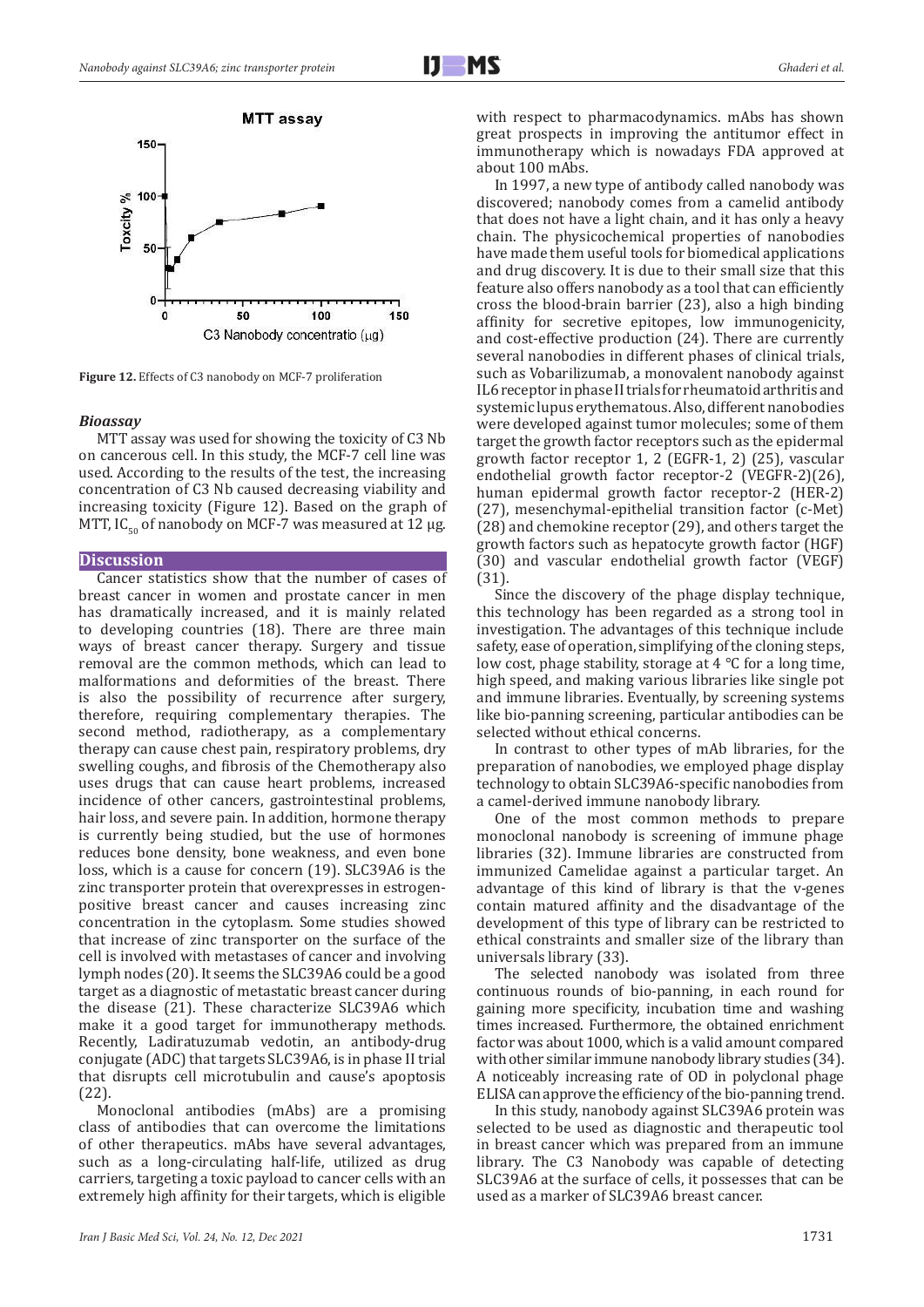Figure 12. Effects of C3 nanobody on MCF-7 proliferation

### *Bioassay*

MTT assay was used for showing the toxicity of C3 Nb on cancerous cell. In this study, the MCF-7 cell line was used. According to the results of the test, the increasing concentration of C3 Nb caused decreasing viability and increasing toxicity (Figure 12). Based on the graph of MTT, $IC_{50}$ of nanobody on MCF-7 was measured at 12 µg.

## Discussion

Cancer statistics show that the number of cases of breast cancer in women and prostate cancer in men has dramatically increased, and it is mainly related to developing countries (18). There are three main ways of breast cancer therapy. Surgery and tissue removal are the common methods, which can lead to malformations and deformities of the breast. There is also the possibility of recurrence after surgery, therefore, requiring complementary therapies. The second method, radiotherapy, as a complementary therapy can cause chest pain, respiratory problems, dry swelling coughs, and fibrosis of the Chemotherapy also uses drugs that can cause heart problems, increased incidence of other cancers, gastrointestinal problems, hair loss, and severe pain. In addition, hormone therapy is currently being studied, but the use of hormones reduces bone density, bone weakness, and even bone loss, which is a cause for concern (19). SLC39A6 is the zinc transporter protein that overexpresses in estrogen-positive breast cancer and causes increasing zinc concentration in the cytoplasm. Some studies showed that increase of zinc transporter on the surface of the cell is involved with metastases of cancer and involving lymph nodes (20). It seems the SLC39A6 could be a good target as a diagnostic of metastatic breast cancer during the disease (21). These characterize SLC39A6 which make it a good target for immunotherapy methods. Recently, Ladiratuzumab vedotin, an antibody-drug conjugate (ADC) that targets SLC39A6, is in phase II trial that disrupts cell microtubulin and cause's apoptosis (22).

Monoclonal antibodies (mAbs) are a promising class of antibodies that can overcome the limitations of other therapeutics. mAbs have several advantages, such as a long-circulating half-life, utilized as drug carriers, targeting a toxic payload to cancer cells with an extremely high affinity for their targets, which is eligible with respect to pharmacodynamics. mAbs has shown great prospects in improving the antitumor effect in immunotherapy which is nowadays FDA approved at about 100 mAbs.

In 1997, a new type of antibody called nanobody was discovered; nanobody comes from a camelid antibody that does not have a light chain, and it has only a heavy chain. The physicochemical properties of nanobodies have made them useful tools for biomedical applications and drug discovery. It is due to their small size that this feature also offers nanobody as a tool that can efficiently cross the blood-brain barrier (23), also a high binding affinity for secretive epitopes, low immunogenicity, and cost-effective production (24). There are currently several nanobodies in different phases of clinical trials, such as Vobarilizumab, a monovalent nanobody against IL6 receptor in phase II trials for rheumatoid arthritis and systemic lupus erythematous. Also, different nanobodies were developed against tumor molecules; some of them target the growth factor receptors such as the epidermal growth factor receptor 1, 2 (EGFR-1, 2) (25), vascular endothelial growth factor receptor-2 (VEGFR-2)(26), human epidermal growth factor receptor-2 (HER-2) (27), mesenchymal-epithelial transition factor (c-Met) (28) and chemokine receptor (29), and others target the growth factors such as hepatocyte growth factor (HGF) (30) and vascular endothelial growth factor (VEGF) (31).

Since the discovery of the phage display technique, this technology has been regarded as a strong tool in investigation. The advantages of this technique include safety, ease of operation, simplifying of the cloning steps, low cost, phage stability, storage at 4 °C for a long time, high speed, and making various libraries like single pot and immune libraries. Eventually, by screening systems like bio-panning screening, particular antibodies can be selected without ethical concerns.

In contrast to other types of mAb libraries, for the preparation of nanobodies, we employed phage display technology to obtain SLC39A6-specific nanobodies from a camel-derived immune nanobody library.

One of the most common methods to prepare monoclonal nanobody is screening of immune phage libraries (32). Immune libraries are constructed from immunized Camelidae against a particular target. An advantage of this kind of library is that the v-genes contain matured affinity and the disadvantage of the development of this type of library can be restricted to ethical constraints and smaller size of the library than universals library (33).

The selected nanobody was isolated from three continuous rounds of bio-panning, in each round for gaining more specificity, incubation time and washing times increased. Furthermore, the obtained enrichment factor was about 1000, which is a valid amount compared with other similar immune nanobody library studies (34). A noticeably increasing rate of OD in polyclonal phage ELISA can approve the efficiency of the bio-panning trend.

In this study, nanobody against SLC39A6 protein was selected to be used as diagnostic and therapeutic tool in breast cancer which was prepared from an immune library. The C3 Nanobody was capable of detecting SLC39A6 at the surface of cells, it possesses that can be used as a marker of SLC39A6 breast cancer.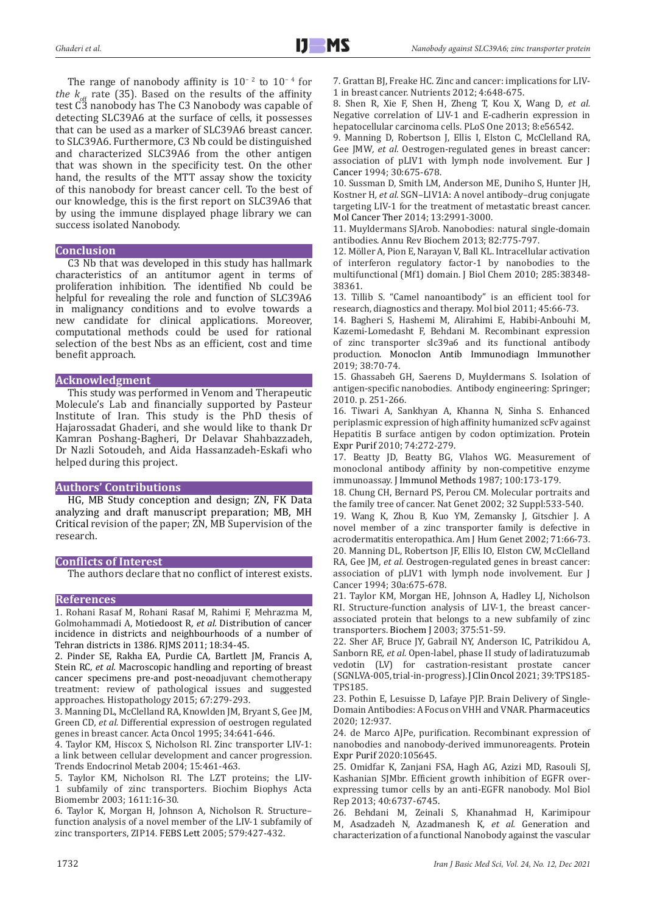The range of nanobody affinity is $10^{-2}$ to $10^{-4}$ for *the* $k_{off}$ rate (35). Based on the results of the affinity test C3 nanobody has The C3 Nanobody was capable of detecting SLC39A6 at the surface of cells, it possesses that can be used as a marker of SLC39A6 breast cancer. to SLC39A6. Furthermore, C3 Nb could be distinguished and characterized SLC39A6 from the other antigen that was shown in the specificity test. On the other hand, the results of the MTT assay show the toxicity of this nanobody for breast cancer cell. To the best of our knowledge, this is the first report on SLC39A6 that by using the immune displayed phage library we can success isolated Nanobody.

## Conclusion

C3 Nb that was developed in this study has hallmark characteristics of an antitumor agent in terms of proliferation inhibition. The identified Nb could be helpful for revealing the role and function of SLC39A6 in malignancy conditions and to evolve towards a new candidate for clinical applications. Moreover, computational methods could be used for rational selection of the best Nbs as an efficient, cost and time benefit approach.

## Acknowledgment

This study was performed in Venom and Therapeutic Molecule's Lab and financially supported by Pasteur Institute of Iran. This study is the PhD thesis of Hajarossadat Ghaderi, and she would like to thank Dr Kamran Poshang-Bagheri, Dr Delavar Shahbazzadeh, Dr Nazli Sotoudeh, and Aida Hassanzadeh-Eskafi who helped during this project.

## Authors' Contributions

HG, MB Study conception and design; ZN, FK Data analyzing and draft manuscript preparation; MB, MH Critical revision of the paper; ZN, MB Supervision of the research.

## Conflicts of Interest

The authors declare that no conflict of interest exists.

## References

1. Rohani Rasaf M, Rohani Rasaf M, Rahimi F, Mehrazma M, Golmohammadi A, Motiedoost R, *et al.* Distribution of cancer incidence in districts and neighbourhoods of a number of Tehran districts in 1386. RJMS 2011; 18:34-45.
2. Pinder SE, Rakha EA, Purdie CA, Bartlett JM, Francis A, Stein RC, *et al.* Macroscopic handling and reporting of breast cancer specimens pre-and post-neoadjuvant chemotherapy treatment: review of pathological issues and suggested approaches. Histopathology 2015; 67:279-293.
3. Manning DL, McClelland RA, Knowlden JM, Bryant S, Gee JM, Green CD, *et al.* Differential expression of oestrogen regulated genes in breast cancer. Acta Oncol 1995; 34:641-646.
4. Taylor KM, Hiscox S, Nicholson RI. Zinc transporter LIV-1: a link between cellular development and cancer progression. Trends Endocrinol Metab 2004; 15:461-463.
5. Taylor KM, Nicholson RI. The LZT proteins; the LIV-1 subfamily of zinc transporters. Biochim Biophys Acta Biomembr 2003; 1611:16-30.
6. Taylor K, Morgan H, Johnson A, Nicholson R. Structure–function analysis of a novel member of the LIV-1 subfamily of zinc transporters, ZIP14. FEBS Lett 2005; 579:427-432.
7. Grattan BJ, Freake HC. Zinc and cancer: implications for LIV-1 in breast cancer. Nutrients 2012; 4:648-675.
8. Shen R, Xie F, Shen H, Zheng T, Kou X, Wang D, *et al.* Negative correlation of LIV-1 and E-cadherin expression in hepatocellular carcinoma cells. PLoS One 2013; 8:e56542.
9. Manning D, Robertson J, Ellis I, Elston C, McClelland RA, Gee JMW, *et al.* Oestrogen-regulated genes in breast cancer: association of pLIV1 with lymph node involvement. Eur J Cancer 1994; 30:675-678.
10. Sussman D, Smith LM, Anderson ME, Duniho S, Hunter JH, Kostner H, *et al.* SGN–LIV1A: A novel antibody–drug conjugate targeting LIV-1 for the treatment of metastatic breast cancer. Mol Cancer Ther 2014; 13:2991-3000.
11. Muyldermans SJArob. Nanobodies: natural single-domain antibodies. Annu Rev Biochem 2013; 82:775-797.
12. Möller A, Pion E, Narayan V, Ball KL. Intracellular activation of interferon regulatory factor-1 by nanobodies to the multifunctional (Mf1) domain. J Biol Chem 2010; 285:38348-38361.
13. Tillib S. "Camel nanoantibody" is an efficient tool for research, diagnostics and therapy. Mol biol 2011; 45:66-73.
14. Bagheri S, Hashemi M, Alirahimi E, Habibi-Anbouhi M, Kazemi-Lomedasht F, Behdani M. Recombinant expression of zinc transporter slc39a6 and its functional antibody production. Monoclon Antib Immunodiagn Immunother 2019; 38:70-74.
15. Ghassabeh GH, Saerens D, Muyldermans S. Isolation of antigen-specific nanobodies. Antibody engineering: Springer; 2010. p. 251-266.
16. Tiwari A, Sankhyan A, Khanna N, Sinha S. Enhanced periplasmic expression of high affinity humanized scFv against Hepatitis B surface antigen by codon optimization. Protein Expr Purif 2010; 74:272-279.
17. Beatty JD, Beatty BG, Vlahos WG. Measurement of monoclonal antibody affinity by non-competitive enzyme immunoassay. J Immunol Methods 1987; 100:173-179.
18. Chung CH, Bernard PS, Perou CM. Molecular portraits and the family tree of cancer. Nat Genet 2002; 32 Suppl:533-540.
19. Wang K, Zhou B, Kuo YM, Zemansky J, Gitschier J. A novel member of a zinc transporter family is defective in acrodermatitis enteropathica. Am J Hum Genet 2002; 71:66-73.
20. Manning DL, Robertson JF, Ellis IO, Elston CW, McClelland RA, Gee JM, *et al.* Oestrogen-regulated genes in breast cancer: association of pLIV1 with lymph node involvement. Eur J Cancer 1994; 30a:675-678.
21. Taylor KM, Morgan HE, Johnson A, Hadley LJ, Nicholson RI. Structure-function analysis of LIV-1, the breast cancer-associated protein that belongs to a new subfamily of zinc transporters. Biochem J 2003; 375:51-59.
22. Sher AF, Bruce JY, Gabrail NY, Anderson IC, Patrikidou A, Sanborn RE, *et al.* Open-label, phase II study of ladiratuzumab vedotin (LV) for castration-resistant prostate cancer (SGNLVA-005, trial-in-progress). J Clin Oncol 2021; 39:TPS185-TPS185.
23. Pothin E, Lesuisse D, Lafaye PJP. Brain Delivery of Single-Domain Antibodies: A Focus on VHH and VNAR. Pharmaceutics 2020; 12:937.
24. de Marco AJPe, purification. Recombinant expression of nanobodies and nanobody-derived immunoreagents. Protein Expr Purif 2020:105645.
25. Omidfar K, Zanjani FSA, Hagh AG, Azizi MD, Rasouli SJ, Kashanian SJMbr. Efficient growth inhibition of EGFR over-expressing tumor cells by an anti-EGFR nanobody. Mol Biol Rep 2013; 40:6737-6745.
26. Behdani M, Zeinali S, Khanahmad H, Karimipour M, Asadzadeh N, Azadmanesh K, *et al.* Generation and characterization of a functional Nanobody against the vascular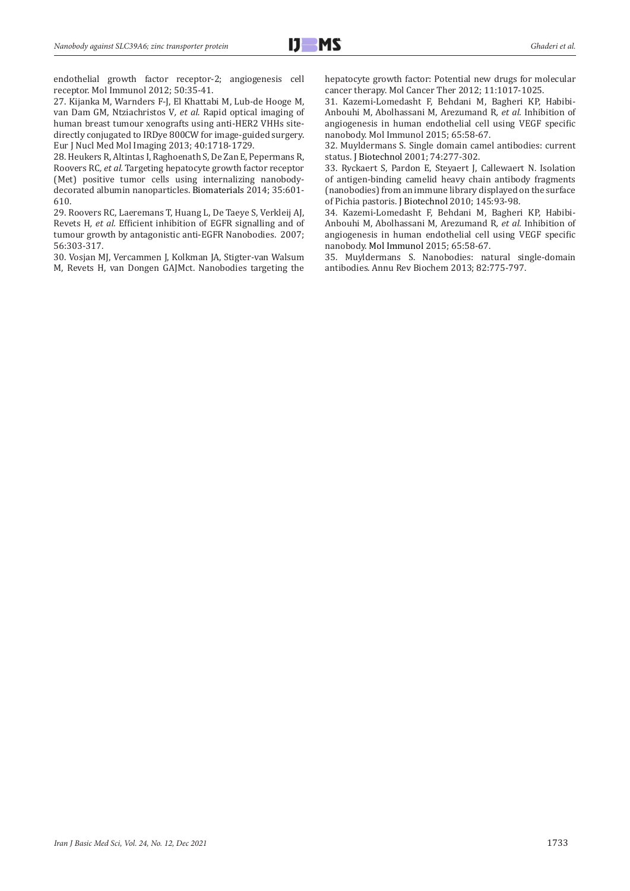endothelial growth factor receptor-2; angiogenesis cell receptor. Mol Immunol 2012; 50:35-41.

27. Kijanka M, Warnders F-J, El Khattabi M, Lub-de Hooge M, van Dam GM, Ntziachristos V, *et al.* Rapid optical imaging of human breast tumour xenografts using anti-HER2 VHHs site-directly conjugated to IRDye 800CW for image-guided surgery. Eur J Nucl Med Mol Imaging 2013; 40:1718-1729.

28. Heukers R, Altintas I, Raghoenath S, De Zan E, Pepermans R, Roovers RC, *et al.* Targeting hepatocyte growth factor receptor (Met) positive tumor cells using internalizing nanobody-decorated albumin nanoparticles. Biomaterials 2014; 35:601-610.

29. Roovers RC, Laeremans T, Huang L, De Taeye S, Verkleij AJ, Revets H, *et al.* Efficient inhibition of EGFR signalling and of tumour growth by antagonistic anti-EGFR Nanobodies. 2007; 56:303-317.

30. Vosjan MJ, Vercammen J, Kolkman JA, Stigter-van Walsum M, Revets H, van Dongen GAJMct. Nanobodies targeting the hepatocyte growth factor: Potential new drugs for molecular cancer therapy. Mol Cancer Ther 2012; 11:1017-1025.

31. Kazemi-Lomedasht F, Behdani M, Bagheri KP, Habibi-Anbouhi M, Abolhassani M, Arezumand R, *et al.* Inhibition of angiogenesis in human endothelial cell using VEGF specific nanobody. Mol Immunol 2015; 65:58-67.

32. Muyldermans S. Single domain camel antibodies: current status. J Biotechnol 2001; 74:277-302.

33. Ryckaert S, Pardon E, Steyaert J, Callewaert N. Isolation of antigen-binding camelid heavy chain antibody fragments (nanobodies) from an immune library displayed on the surface of Pichia pastoris. J Biotechnol 2010; 145:93-98.

34. Kazemi-Lomedasht F, Behdani M, Bagheri KP, Habibi-Anbouhi M, Abolhassani M, Arezumand R, *et al.* Inhibition of angiogenesis in human endothelial cell using VEGF specific nanobody. Mol Immunol 2015; 65:58-67.

35. Muyldermans S. Nanobodies: natural single-domain antibodies. Annu Rev Biochem 2013; 82:775-797.